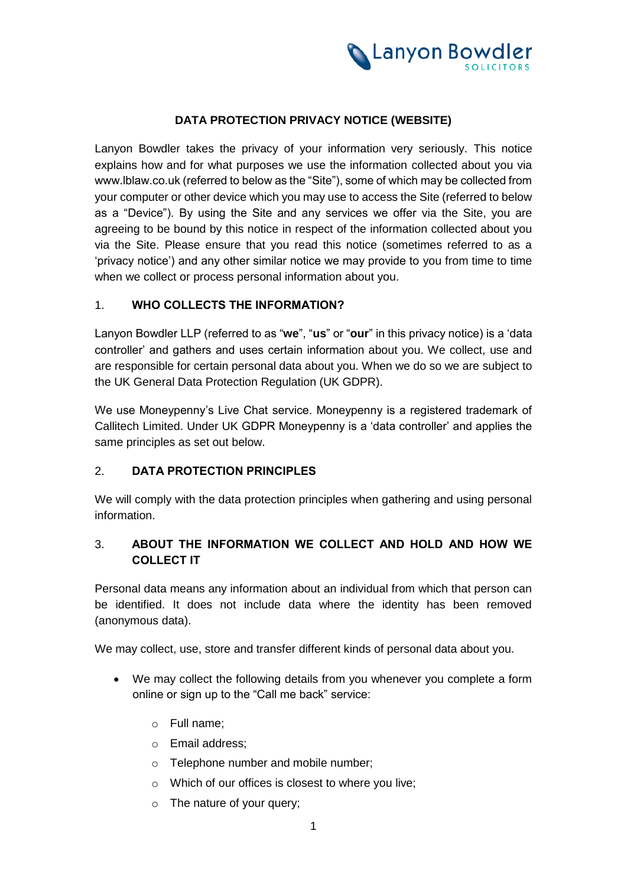# DATA PROTECTION PRIVACY NOTICE (WEBSITE)

Lanyon Bowdler takes the privacy of your information very seriously. This notice explains how and for what purposes we use the information collected about you via www.lblaw.co.uk (referred to below as the "Site"), some of which may be collected from your computer or other device which you may use to access the Site (referred to below as a "Device"). By using the Site and any services we offer via the Site, you are agreeing to be bound by this notice in respect of the information collected about you via the Site. Please ensure that you read this notice (sometimes referred to as a 'privacy notice') and any other similar notice we may provide to you from time to time when we collect or process personal information about you.

## 1. WHO COLLECTS THE INFORMATION?

Lanyon Bowdler LLP (referred to as "**we**", "**us**" or "**our**" in this privacy notice) is a 'data controller' and gathers and uses certain information about you. We collect, use and are responsible for certain personal data about you. When we do so we are subject to the UK General Data Protection Regulation (UK GDPR).

We use Moneypenny's Live Chat service. Moneypenny is a registered trademark of Callitech Limited. Under UK GDPR Moneypenny is a 'data controller' and applies the same principles as set out below.

## 2. DATA PROTECTION PRINCIPLES

We will comply with the data protection principles when gathering and using personal information.

## 3. ABOUT THE INFORMATION WE COLLECT AND HOLD AND HOW WE COLLECT IT

Personal data means any information about an individual from which that person can be identified. It does not include data where the identity has been removed (anonymous data).

We may collect, use, store and transfer different kinds of personal data about you.

- We may collect the following details from you whenever you complete a form online or sign up to the "Call me back" service:
  - Full name;
  - Email address;
  - Telephone number and mobile number;
  - Which of our offices is closest to where you live;
  - The nature of your query;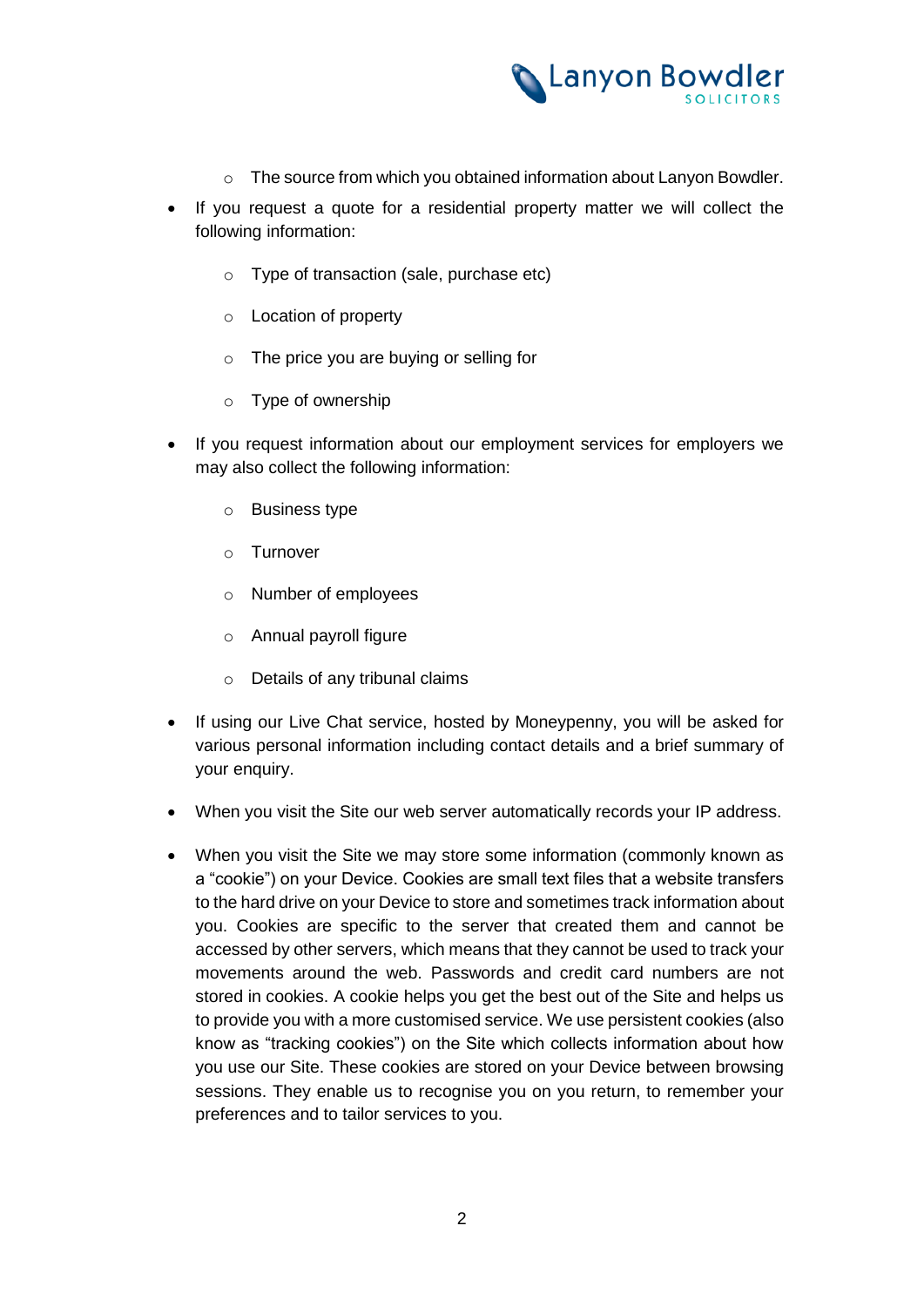- The source from which you obtained information about Lanyon Bowdler.

- If you request a quote for a residential property matter we will collect the following information:

    - Type of transaction (sale, purchase etc)

    - Location of property

    - The price you are buying or selling for

    - Type of ownership

- If you request information about our employment services for employers we may also collect the following information:

    - Business type

    - Turnover

    - Number of employees

    - Annual payroll figure

    - Details of any tribunal claims

- If using our Live Chat service, hosted by Moneypenny, you will be asked for various personal information including contact details and a brief summary of your enquiry.

- When you visit the Site our web server automatically records your IP address.

- When you visit the Site we may store some information (commonly known as a "cookie") on your Device. Cookies are small text files that a website transfers to the hard drive on your Device to store and sometimes track information about you. Cookies are specific to the server that created them and cannot be accessed by other servers, which means that they cannot be used to track your movements around the web. Passwords and credit card numbers are not stored in cookies. A cookie helps you get the best out of the Site and helps us to provide you with a more customised service. We use persistent cookies (also know as "tracking cookies") on the Site which collects information about how you use our Site. These cookies are stored on your Device between browsing sessions. They enable us to recognise you on you return, to remember your preferences and to tailor services to you.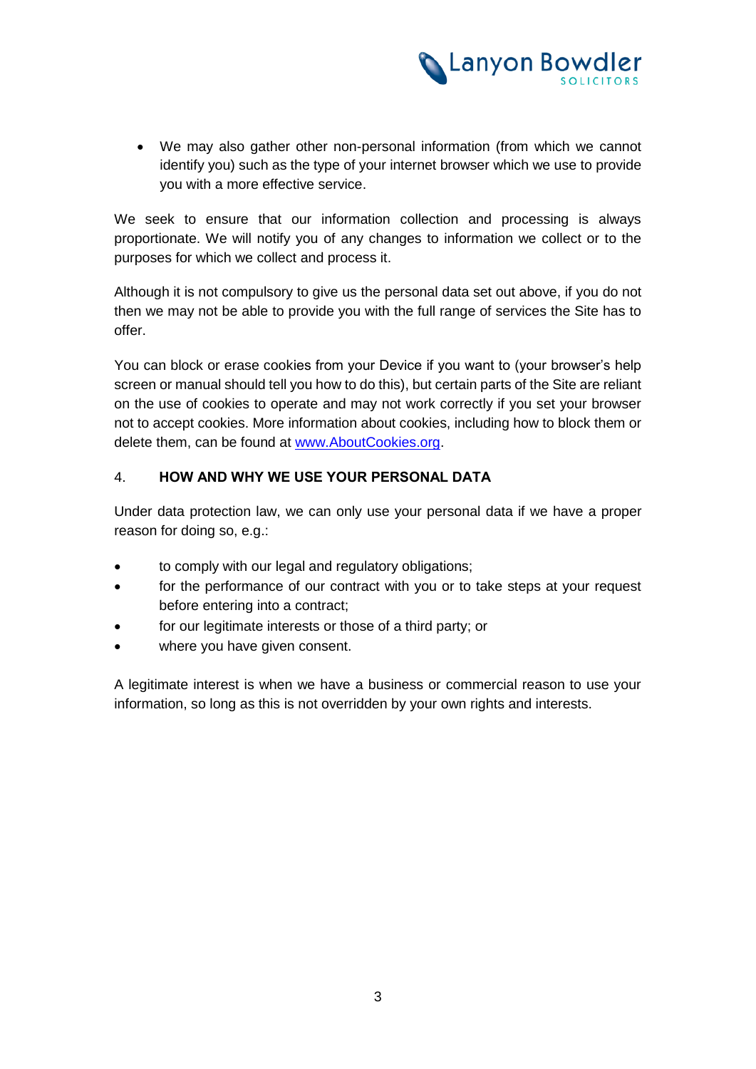- We may also gather other non-personal information (from which we cannot identify you) such as the type of your internet browser which we use to provide you with a more effective service.

We seek to ensure that our information collection and processing is always proportionate. We will notify you of any changes to information we collect or to the purposes for which we collect and process it.

Although it is not compulsory to give us the personal data set out above, if you do not then we may not be able to provide you with the full range of services the Site has to offer.

You can block or erase cookies from your Device if you want to (your browser's help screen or manual should tell you how to do this), but certain parts of the Site are reliant on the use of cookies to operate and may not work correctly if you set your browser not to accept cookies. More information about cookies, including how to block them or delete them, can be found at [www.AboutCookies.org](http://www.AboutCookies.org).

## 4. HOW AND WHY WE USE YOUR PERSONAL DATA

Under data protection law, we can only use your personal data if we have a proper reason for doing so, e.g.:

- to comply with our legal and regulatory obligations;
- for the performance of our contract with you or to take steps at your request before entering into a contract;
- for our legitimate interests or those of a third party; or
- where you have given consent.

A legitimate interest is when we have a business or commercial reason to use your information, so long as this is not overridden by your own rights and interests.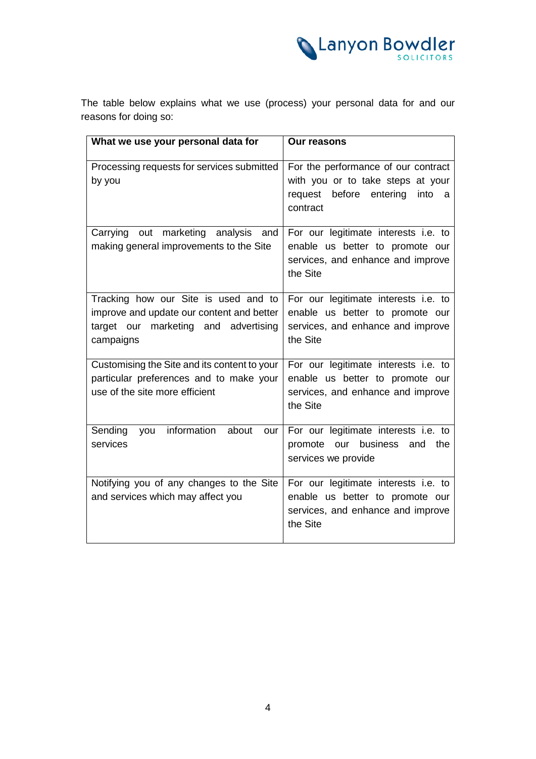The table below explains what we use (process) your personal data for and our reasons for doing so:

| What we use your personal data for | Our reasons |
| --- | --- |
| Processing requests for services submitted by you | For the performance of our contract with you or to take steps at your request before entering into a contract |
| Carrying out marketing analysis and making general improvements to the Site | For our legitimate interests i.e. to enable us better to promote our services, and enhance and improve the Site |
| Tracking how our Site is used and to improve and update our content and better target our marketing and advertising campaigns | For our legitimate interests i.e. to enable us better to promote our services, and enhance and improve the Site |
| Customising the Site and its content to your particular preferences and to make your use of the site more efficient | For our legitimate interests i.e. to enable us better to promote our services, and enhance and improve the Site |
| Sending you information about our services | For our legitimate interests i.e. to promote our business and the services we provide |
| Notifying you of any changes to the Site and services which may affect you | For our legitimate interests i.e. to enable us better to promote our services, and enhance and improve the Site |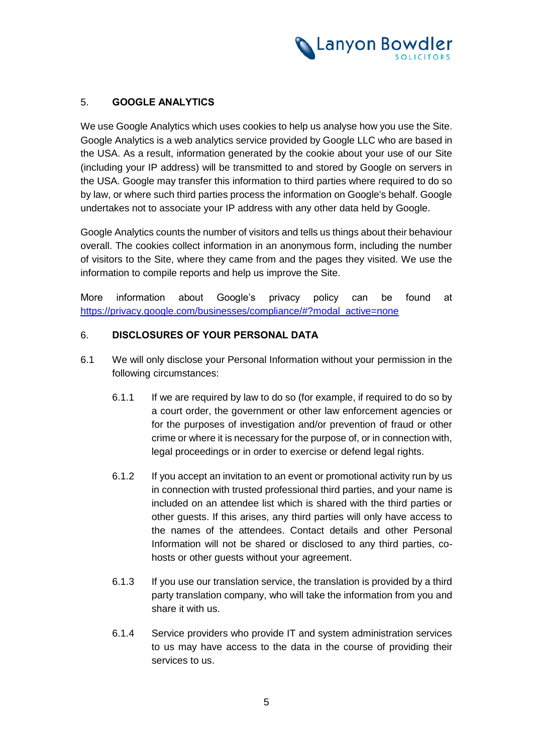## 5. GOOGLE ANALYTICS

We use Google Analytics which uses cookies to help us analyse how you use the Site. Google Analytics is a web analytics service provided by Google LLC who are based in the USA. As a result, information generated by the cookie about your use of our Site (including your IP address) will be transmitted to and stored by Google on servers in the USA. Google may transfer this information to third parties where required to do so by law, or where such third parties process the information on Google's behalf. Google undertakes not to associate your IP address with any other data held by Google.

Google Analytics counts the number of visitors and tells us things about their behaviour overall. The cookies collect information in an anonymous form, including the number of visitors to the Site, where they came from and the pages they visited. We use the information to compile reports and help us improve the Site.

More information about Google's privacy policy can be found at https://privacy.google.com/businesses/compliance/#?modal_active=none

## 6. DISCLOSURES OF YOUR PERSONAL DATA

6.1 We will only disclose your Personal Information without your permission in the following circumstances:

6.1.1 If we are required by law to do so (for example, if required to do so by a court order, the government or other law enforcement agencies or for the purposes of investigation and/or prevention of fraud or other crime or where it is necessary for the purpose of, or in connection with, legal proceedings or in order to exercise or defend legal rights.

6.1.2 If you accept an invitation to an event or promotional activity run by us in connection with trusted professional third parties, and your name is included on an attendee list which is shared with the third parties or other guests. If this arises, any third parties will only have access to the names of the attendees. Contact details and other Personal Information will not be shared or disclosed to any third parties, co-hosts or other guests without your agreement.

6.1.3 If you use our translation service, the translation is provided by a third party translation company, who will take the information from you and share it with us.

6.1.4 Service providers who provide IT and system administration services to us may have access to the data in the course of providing their services to us.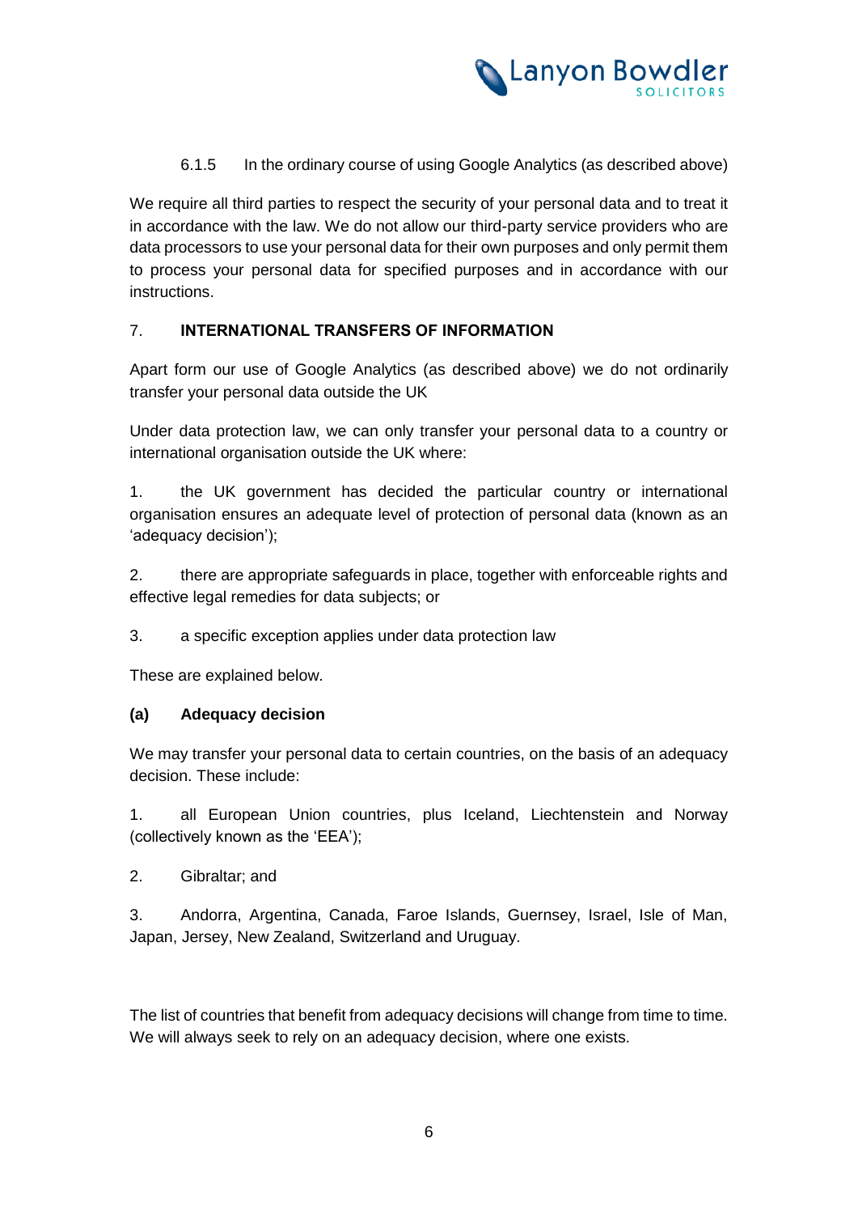6.1.5 In the ordinary course of using Google Analytics (as described above)

We require all third parties to respect the security of your personal data and to treat it in accordance with the law. We do not allow our third-party service providers who are data processors to use your personal data for their own purposes and only permit them to process your personal data for specified purposes and in accordance with our instructions.

## 7. INTERNATIONAL TRANSFERS OF INFORMATION

Apart form our use of Google Analytics (as described above) we do not ordinarily transfer your personal data outside the UK

Under data protection law, we can only transfer your personal data to a country or international organisation outside the UK where:

1. the UK government has decided the particular country or international organisation ensures an adequate level of protection of personal data (known as an 'adequacy decision');

2. there are appropriate safeguards in place, together with enforceable rights and effective legal remedies for data subjects; or

3. a specific exception applies under data protection law

These are explained below.

### (a) Adequacy decision

We may transfer your personal data to certain countries, on the basis of an adequacy decision. These include:

1. all European Union countries, plus Iceland, Liechtenstein and Norway (collectively known as the 'EEA');

2. Gibraltar; and

3. Andorra, Argentina, Canada, Faroe Islands, Guernsey, Israel, Isle of Man, Japan, Jersey, New Zealand, Switzerland and Uruguay.

The list of countries that benefit from adequacy decisions will change from time to time. We will always seek to rely on an adequacy decision, where one exists.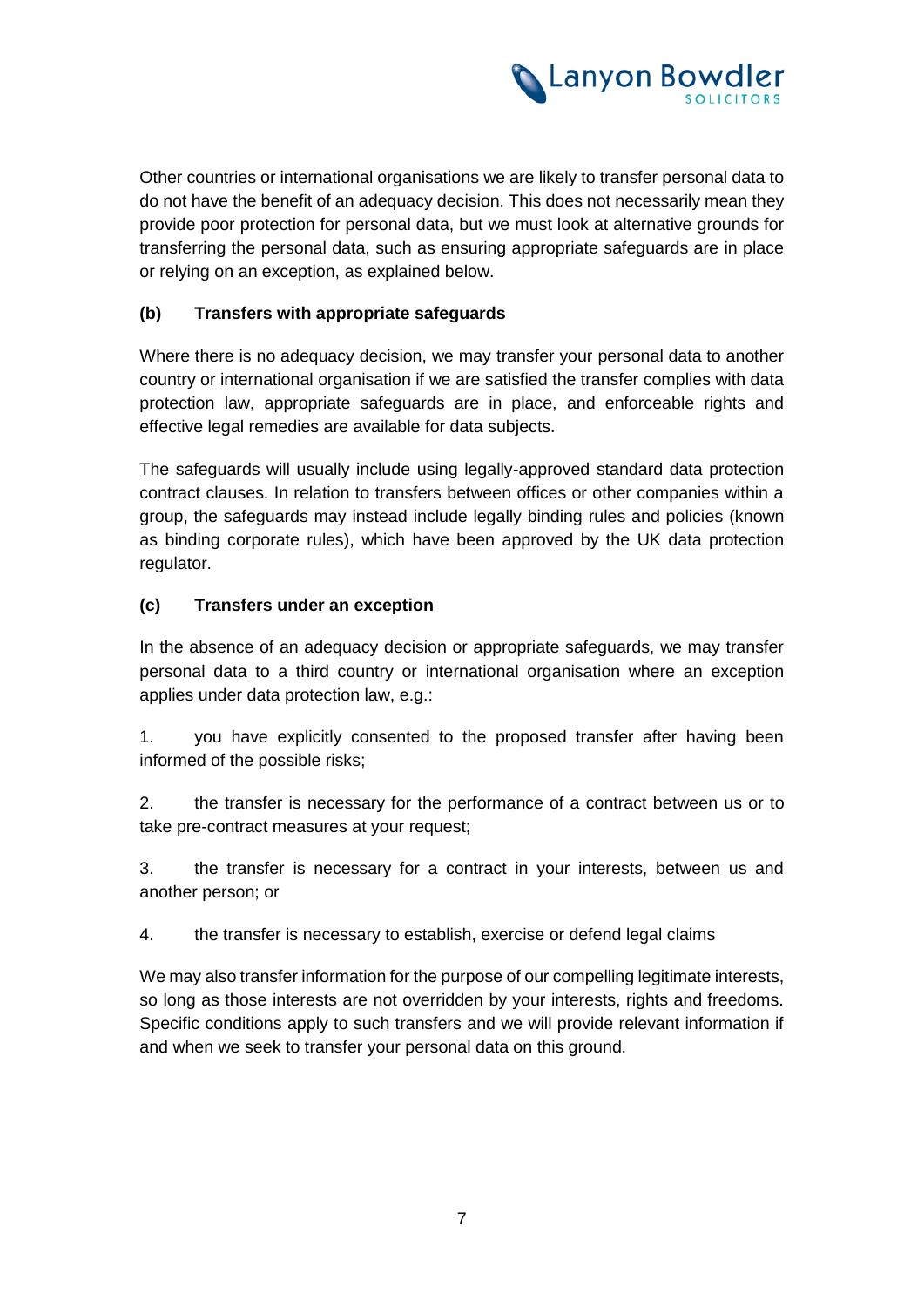Other countries or international organisations we are likely to transfer personal data to do not have the benefit of an adequacy decision. This does not necessarily mean they provide poor protection for personal data, but we must look at alternative grounds for transferring the personal data, such as ensuring appropriate safeguards are in place or relying on an exception, as explained below.

**(b) Transfers with appropriate safeguards**

Where there is no adequacy decision, we may transfer your personal data to another country or international organisation if we are satisfied the transfer complies with data protection law, appropriate safeguards are in place, and enforceable rights and effective legal remedies are available for data subjects.

The safeguards will usually include using legally-approved standard data protection contract clauses. In relation to transfers between offices or other companies within a group, the safeguards may instead include legally binding rules and policies (known as binding corporate rules), which have been approved by the UK data protection regulator.

**(c) Transfers under an exception**

In the absence of an adequacy decision or appropriate safeguards, we may transfer personal data to a third country or international organisation where an exception applies under data protection law, e.g.:

1. you have explicitly consented to the proposed transfer after having been informed of the possible risks;

2. the transfer is necessary for the performance of a contract between us or to take pre-contract measures at your request;

3. the transfer is necessary for a contract in your interests, between us and another person; or

4. the transfer is necessary to establish, exercise or defend legal claims

We may also transfer information for the purpose of our compelling legitimate interests, so long as those interests are not overridden by your interests, rights and freedoms. Specific conditions apply to such transfers and we will provide relevant information if and when we seek to transfer your personal data on this ground.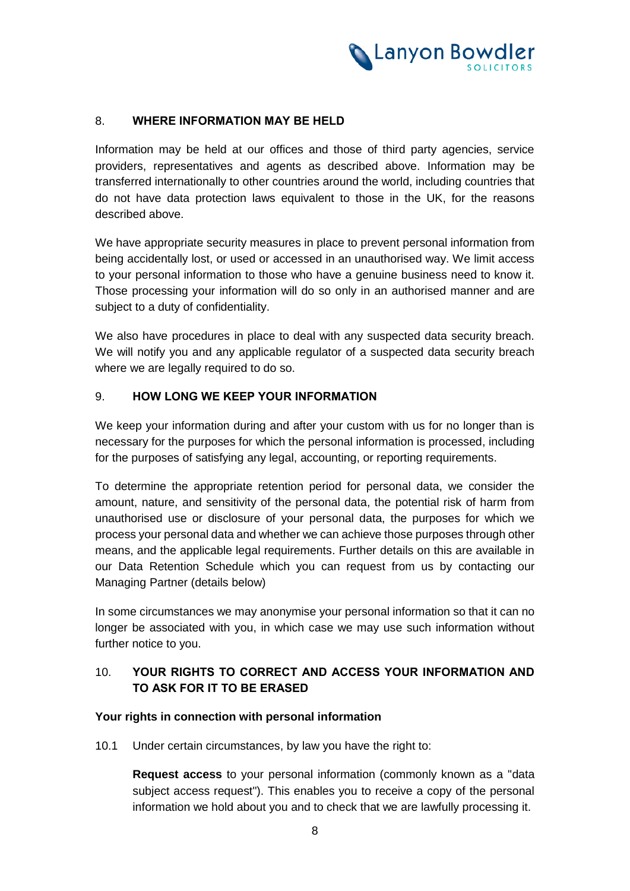## 8. WHERE INFORMATION MAY BE HELD

Information may be held at our offices and those of third party agencies, service providers, representatives and agents as described above. Information may be transferred internationally to other countries around the world, including countries that do not have data protection laws equivalent to those in the UK, for the reasons described above.

We have appropriate security measures in place to prevent personal information from being accidentally lost, or used or accessed in an unauthorised way. We limit access to your personal information to those who have a genuine business need to know it. Those processing your information will do so only in an authorised manner and are subject to a duty of confidentiality.

We also have procedures in place to deal with any suspected data security breach. We will notify you and any applicable regulator of a suspected data security breach where we are legally required to do so.

## 9. HOW LONG WE KEEP YOUR INFORMATION

We keep your information during and after your custom with us for no longer than is necessary for the purposes for which the personal information is processed, including for the purposes of satisfying any legal, accounting, or reporting requirements.

To determine the appropriate retention period for personal data, we consider the amount, nature, and sensitivity of the personal data, the potential risk of harm from unauthorised use or disclosure of your personal data, the purposes for which we process your personal data and whether we can achieve those purposes through other means, and the applicable legal requirements. Further details on this are available in our Data Retention Schedule which you can request from us by contacting our Managing Partner (details below)

In some circumstances we may anonymise your personal information so that it can no longer be associated with you, in which case we may use such information without further notice to you.

## 10. YOUR RIGHTS TO CORRECT AND ACCESS YOUR INFORMATION AND TO ASK FOR IT TO BE ERASED

**Your rights in connection with personal information**

10.1 Under certain circumstances, by law you have the right to:

**Request access** to your personal information (commonly known as a "data subject access request"). This enables you to receive a copy of the personal information we hold about you and to check that we are lawfully processing it.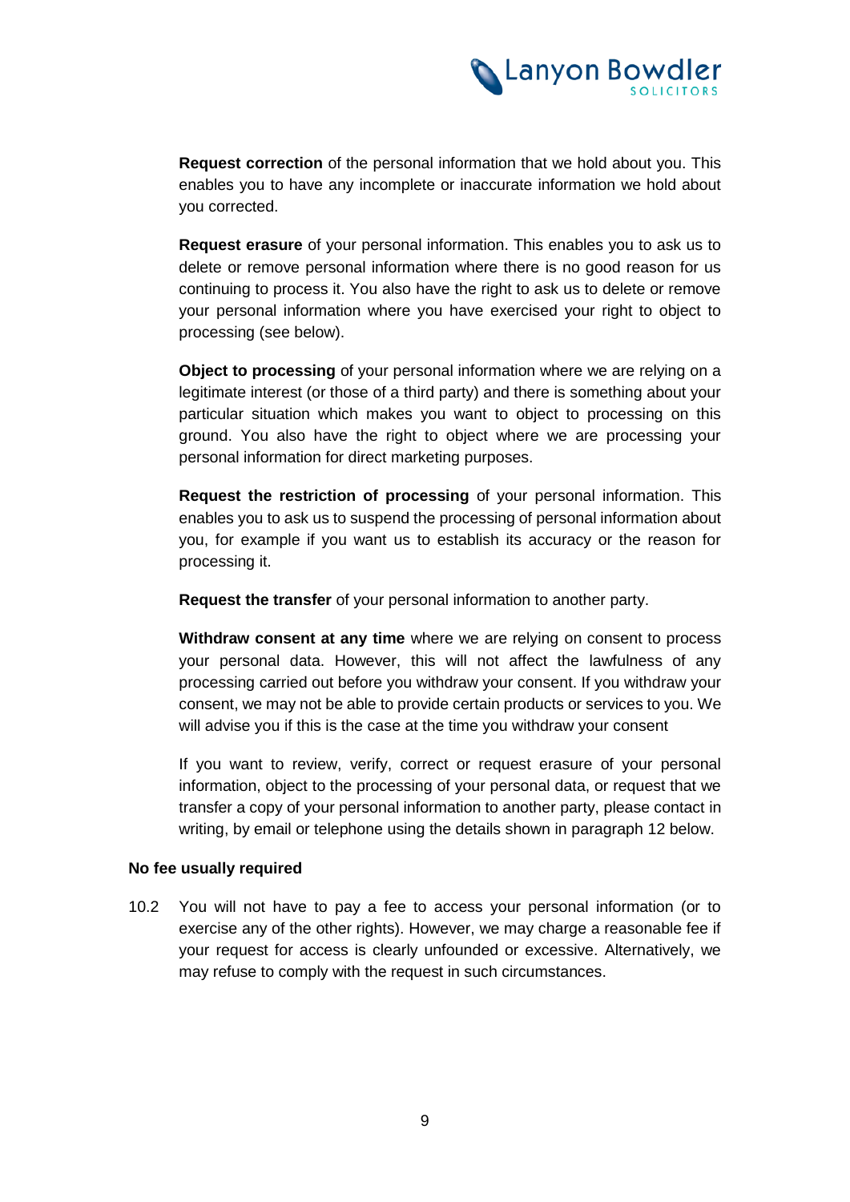**Request correction** of the personal information that we hold about you. This enables you to have any incomplete or inaccurate information we hold about you corrected.

**Request erasure** of your personal information. This enables you to ask us to delete or remove personal information where there is no good reason for us continuing to process it. You also have the right to ask us to delete or remove your personal information where you have exercised your right to object to processing (see below).

**Object to processing** of your personal information where we are relying on a legitimate interest (or those of a third party) and there is something about your particular situation which makes you want to object to processing on this ground. You also have the right to object where we are processing your personal information for direct marketing purposes.

**Request the restriction of processing** of your personal information. This enables you to ask us to suspend the processing of personal information about you, for example if you want us to establish its accuracy or the reason for processing it.

**Request the transfer** of your personal information to another party.

**Withdraw consent at any time** where we are relying on consent to process your personal data. However, this will not affect the lawfulness of any processing carried out before you withdraw your consent. If you withdraw your consent, we may not be able to provide certain products or services to you. We will advise you if this is the case at the time you withdraw your consent

If you want to review, verify, correct or request erasure of your personal information, object to the processing of your personal data, or request that we transfer a copy of your personal information to another party, please contact in writing, by email or telephone using the details shown in paragraph 12 below.

**No fee usually required**

10.2 You will not have to pay a fee to access your personal information (or to exercise any of the other rights). However, we may charge a reasonable fee if your request for access is clearly unfounded or excessive. Alternatively, we may refuse to comply with the request in such circumstances.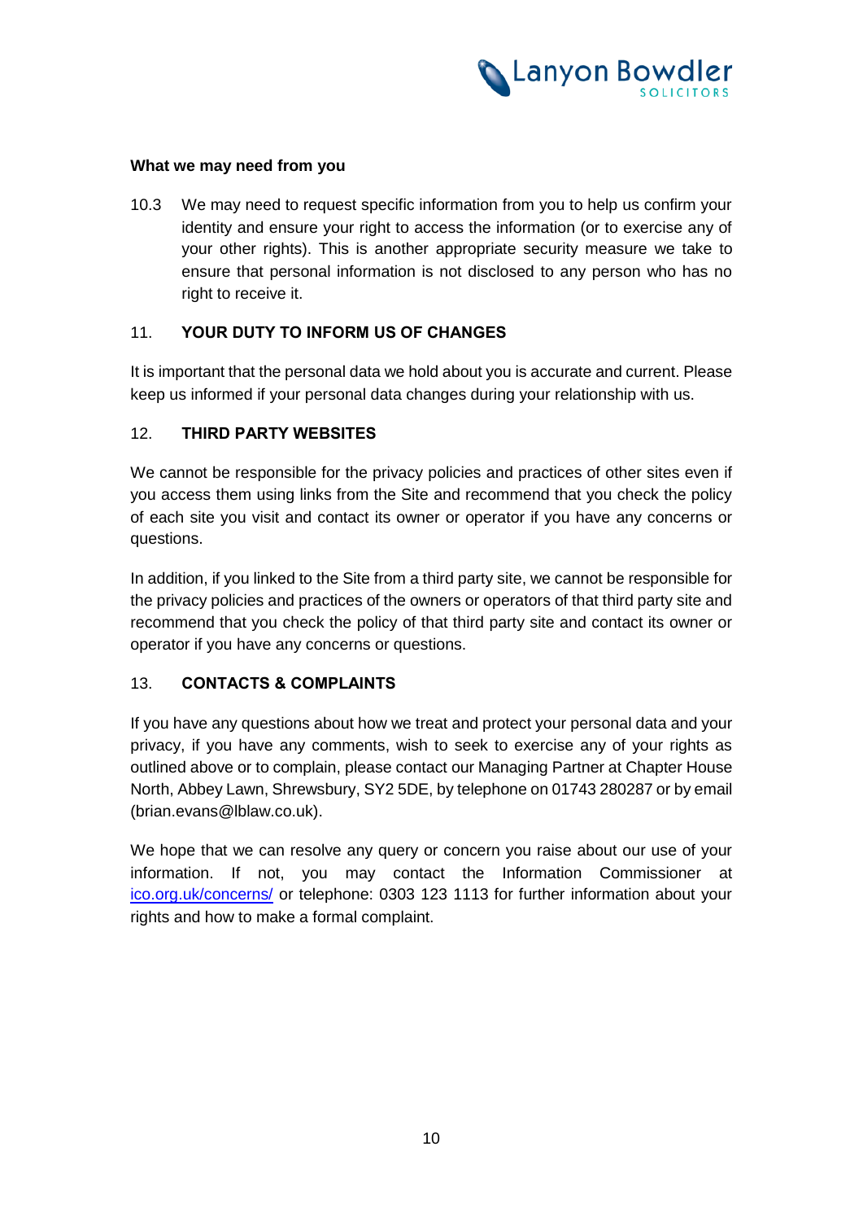**What we may need from you**

10.3 We may need to request specific information from you to help us confirm your identity and ensure your right to access the information (or to exercise any of your other rights). This is another appropriate security measure we take to ensure that personal information is not disclosed to any person who has no right to receive it.

## 11. YOUR DUTY TO INFORM US OF CHANGES

It is important that the personal data we hold about you is accurate and current. Please keep us informed if your personal data changes during your relationship with us.

## 12. THIRD PARTY WEBSITES

We cannot be responsible for the privacy policies and practices of other sites even if you access them using links from the Site and recommend that you check the policy of each site you visit and contact its owner or operator if you have any concerns or questions.

In addition, if you linked to the Site from a third party site, we cannot be responsible for the privacy policies and practices of the owners or operators of that third party site and recommend that you check the policy of that third party site and contact its owner or operator if you have any concerns or questions.

## 13. CONTACTS & COMPLAINTS

If you have any questions about how we treat and protect your personal data and your privacy, if you have any comments, wish to seek to exercise any of your rights as outlined above or to complain, please contact our Managing Partner at Chapter House North, Abbey Lawn, Shrewsbury, SY2 5DE, by telephone on 01743 280287 or by email (brian.evans@lblaw.co.uk).

We hope that we can resolve any query or concern you raise about our use of your information. If not, you may contact the Information Commissioner at [ico.org.uk/concerns/](ico.org.uk/concerns/) or telephone: 0303 123 1113 for further information about your rights and how to make a formal complaint.